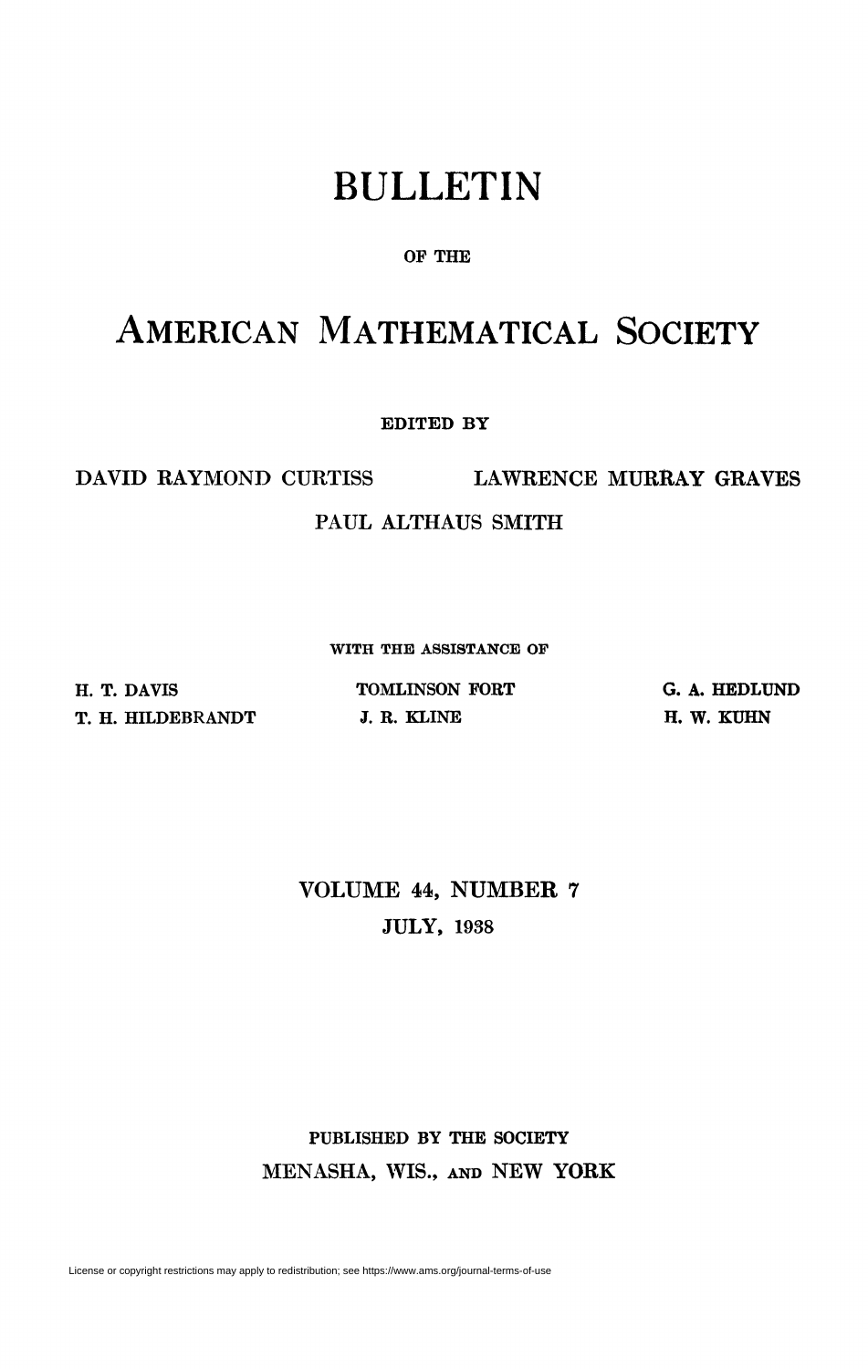# BULLETIN

OF THE

# AMERICAN MATHEMATICAL SOCIETY

EDITED BY

DAVID RAYMOND CURTISS LAWRENCE MURRAY GRAVES

PAUL ALTHAUS SMITH

WITH THE ASSISTANCE OF

H. T. DAVIS TOMLINSON FORT G. A. HEDLUND

T. H. HILDEBRANDT J. R. KLINE H. W. KUHN

VOLUME 44, NUMBER 7

JULY, 1938

PUBLISHED BY THE SOCIETY

MENASHA, WIS., AND NEW YORK

License or copyright restrictions may apply to redistribution; see https://www.ams.org/journal-terms-of-use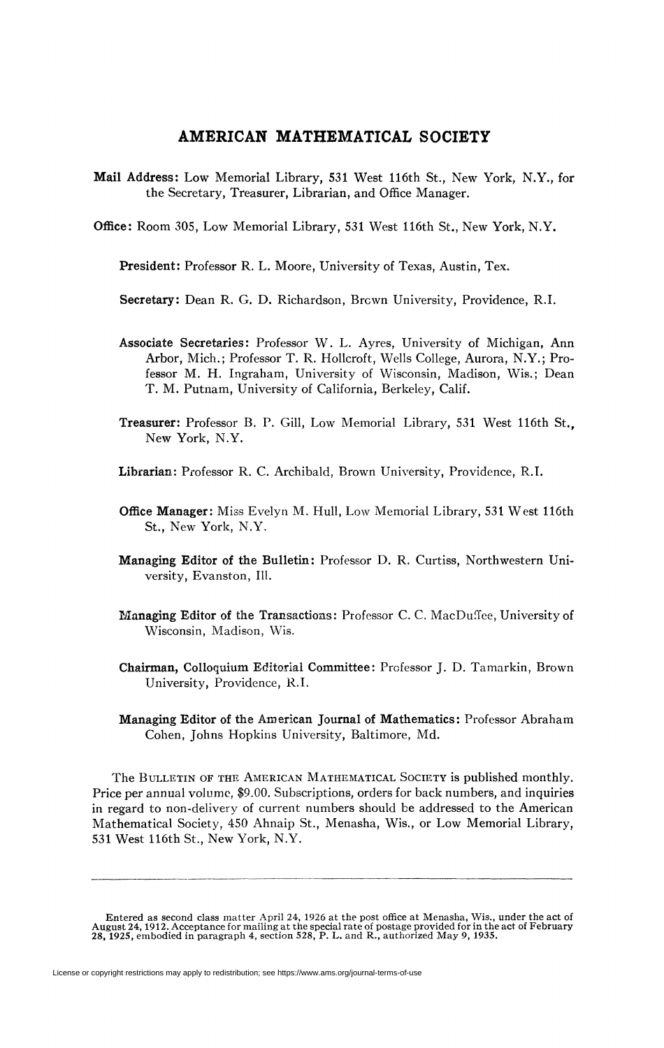# AMERICAN MATHEMATICAL SOCIETY

**Mail Address:** Low Memorial Library, 531 West 116th St., New York, N.Y., for the Secretary, Treasurer, Librarian, and Office Manager.

**Office:** Room 305, Low Memorial Library, 531 West 116th St., New York, N.Y.

**President:** Professor R. L. Moore, University of Texas, Austin, Tex.

**Secretary:** Dean R. G. D. Richardson, Brown University, Providence, R.I.

**Associate Secretaries:** Professor W. L. Ayres, University of Michigan, Ann Arbor, Mich.; Professor T. R. Hollcroft, Wells College, Aurora, N.Y.; Professor M. H. Ingraham, University of Wisconsin, Madison, Wis.; Dean T. M. Putnam, University of California, Berkeley, Calif.

**Treasurer:** Professor B. P. Gill, Low Memorial Library, 531 West 116th St., New York, N.Y.

**Librarian:** Professor R. C. Archibald, Brown University, Providence, R.I.

**Office Manager:** Miss Evelyn M. Hull, Low Memorial Library, 531 West 116th St., New York, N.Y.

**Managing Editor of the Bulletin:** Professor D. R. Curtiss, Northwestern University, Evanston, Ill.

**Managing Editor of the Transactions:** Professor C. C. MacDuffee, University of Wisconsin, Madison, Wis.

**Chairman, Colloquium Editorial Committee:** Professor J. D. Tamarkin, Brown University, Providence, R.I.

**Managing Editor of the American Journal of Mathematics:** Professor Abraham Cohen, Johns Hopkins University, Baltimore, Md.

The BULLETIN OF THE AMERICAN MATHEMATICAL SOCIETY is published monthly. Price per annual volume, $9.00. Subscriptions, orders for back numbers, and inquiries in regard to non-delivery of current numbers should be addressed to the American Mathematical Society, 450 Ahnaip St., Menasha, Wis., or Low Memorial Library, 531 West 116th St., New York, N.Y.

---

Entered as second class matter April 24, 1926 at the post office at Menasha, Wis., under the act of August 24, 1912. Acceptance for mailing at the special rate of postage provided for in the act of February 28, 1925, embodied in paragraph 4, section 528, P. L. and R., authorized May 9, 1935.